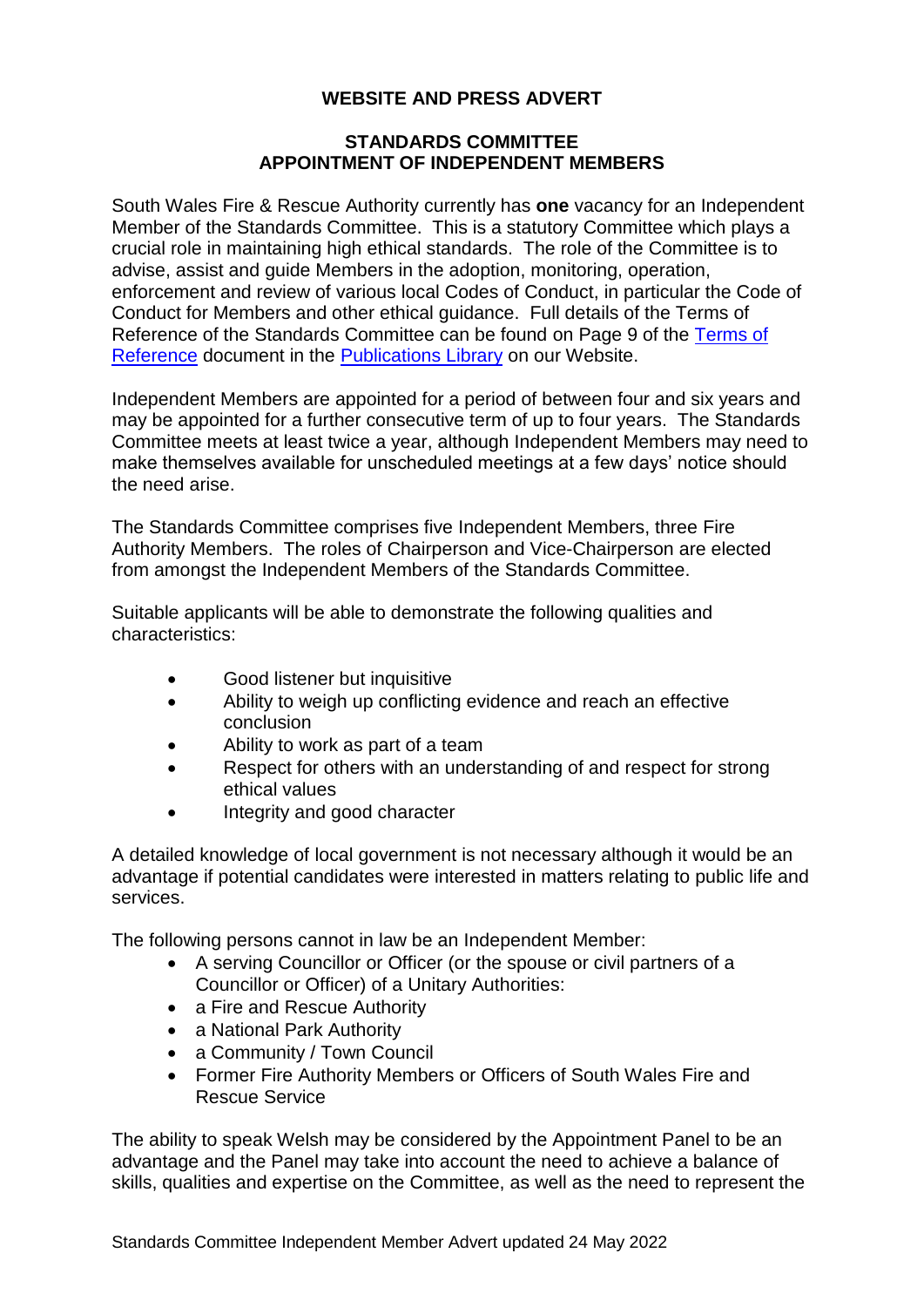# WEBSITE AND PRESS ADVERT

## STANDARDS COMMITTEE
## APPOINTMENT OF INDEPENDENT MEMBERS

South Wales Fire & Rescue Authority currently has **one** vacancy for an Independent Member of the Standards Committee. This is a statutory Committee which plays a crucial role in maintaining high ethical standards. The role of the Committee is to advise, assist and guide Members in the adoption, monitoring, operation, enforcement and review of various local Codes of Conduct, in particular the Code of Conduct for Members and other ethical guidance. Full details of the Terms of Reference of the Standards Committee can be found on Page 9 of the Terms of Reference document in the Publications Library on our Website.

Independent Members are appointed for a period of between four and six years and may be appointed for a further consecutive term of up to four years. The Standards Committee meets at least twice a year, although Independent Members may need to make themselves available for unscheduled meetings at a few days' notice should the need arise.

The Standards Committee comprises five Independent Members, three Fire Authority Members. The roles of Chairperson and Vice-Chairperson are elected from amongst the Independent Members of the Standards Committee.

Suitable applicants will be able to demonstrate the following qualities and characteristics:

- Good listener but inquisitive
- Ability to weigh up conflicting evidence and reach an effective conclusion
- Ability to work as part of a team
- Respect for others with an understanding of and respect for strong ethical values
- Integrity and good character

A detailed knowledge of local government is not necessary although it would be an advantage if potential candidates were interested in matters relating to public life and services.

The following persons cannot in law be an Independent Member:

- A serving Councillor or Officer (or the spouse or civil partners of a Councillor or Officer) of a Unitary Authorities:
- a Fire and Rescue Authority
- a National Park Authority
- a Community / Town Council
- Former Fire Authority Members or Officers of South Wales Fire and Rescue Service

The ability to speak Welsh may be considered by the Appointment Panel to be an advantage and the Panel may take into account the need to achieve a balance of skills, qualities and expertise on the Committee, as well as the need to represent the

Standards Committee Independent Member Advert updated 24 May 2022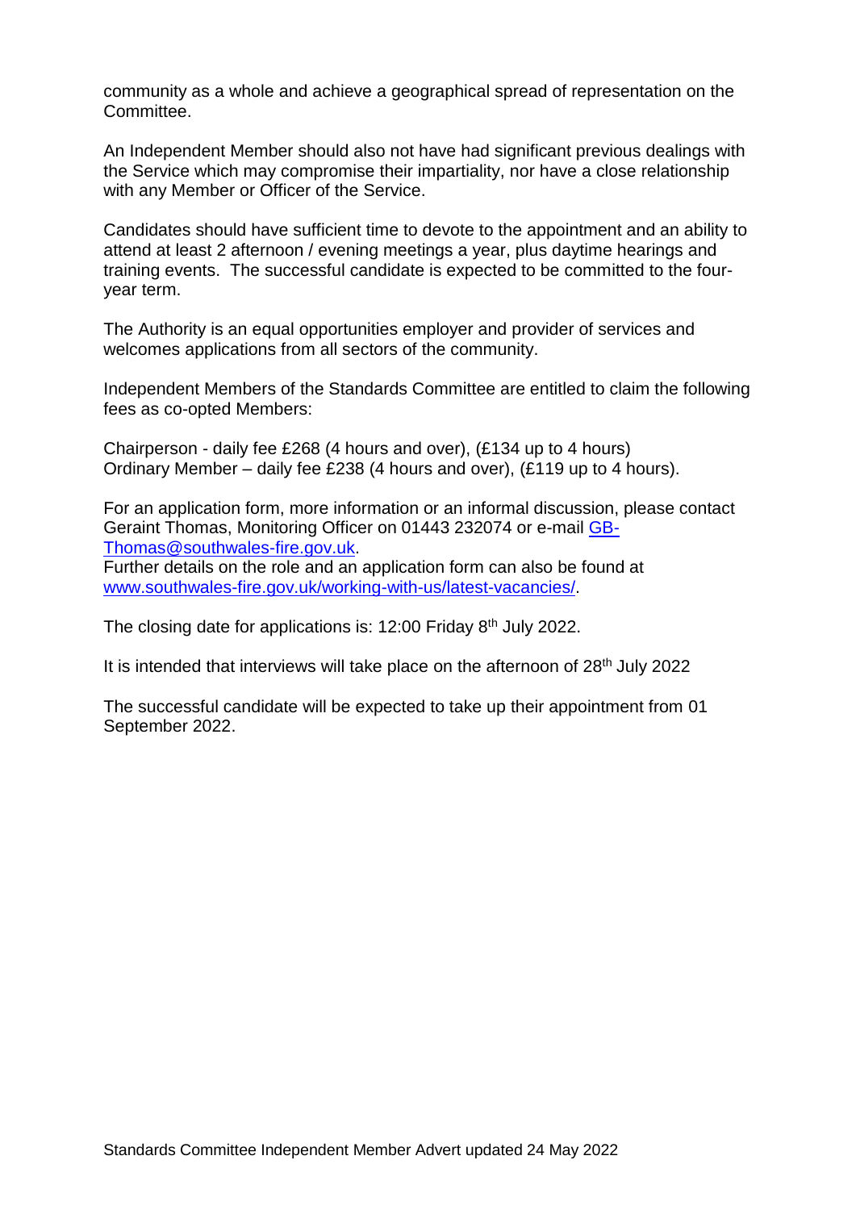community as a whole and achieve a geographical spread of representation on the Committee.

An Independent Member should also not have had significant previous dealings with the Service which may compromise their impartiality, nor have a close relationship with any Member or Officer of the Service.

Candidates should have sufficient time to devote to the appointment and an ability to attend at least 2 afternoon / evening meetings a year, plus daytime hearings and training events. The successful candidate is expected to be committed to the four-year term.

The Authority is an equal opportunities employer and provider of services and welcomes applications from all sectors of the community.

Independent Members of the Standards Committee are entitled to claim the following fees as co-opted Members:

Chairperson - daily fee £268 (4 hours and over), (£134 up to 4 hours)
Ordinary Member – daily fee £238 (4 hours and over), (£119 up to 4 hours).

For an application form, more information or an informal discussion, please contact Geraint Thomas, Monitoring Officer on 01443 232074 or e-mail [GB-Thomas@southwales-fire.gov.uk](mailto:GB-Thomas@southwales-fire.gov.uk).
Further details on the role and an application form can also be found at [www.southwales-fire.gov.uk/working-with-us/latest-vacancies/](http://www.southwales-fire.gov.uk/working-with-us/latest-vacancies/).

The closing date for applications is: 12:00 Friday 8th July 2022.

It is intended that interviews will take place on the afternoon of 28th July 2022

The successful candidate will be expected to take up their appointment from 01 September 2022.

Standards Committee Independent Member Advert updated 24 May 2022